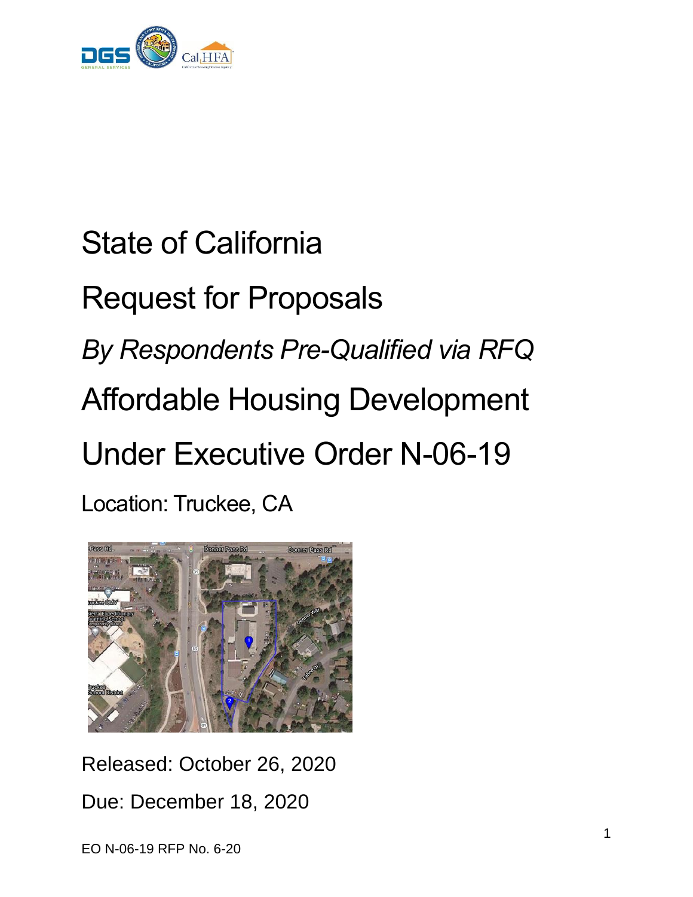# State of California

# Request for Proposals

## *By Respondents Pre-Qualified via RFQ*

# Affordable Housing Development

# Under Executive Order N-06-19

Location: Truckee, CA

Released: October 26, 2020

Due: December 18, 2020

EO N-06-19 RFP No. 6-20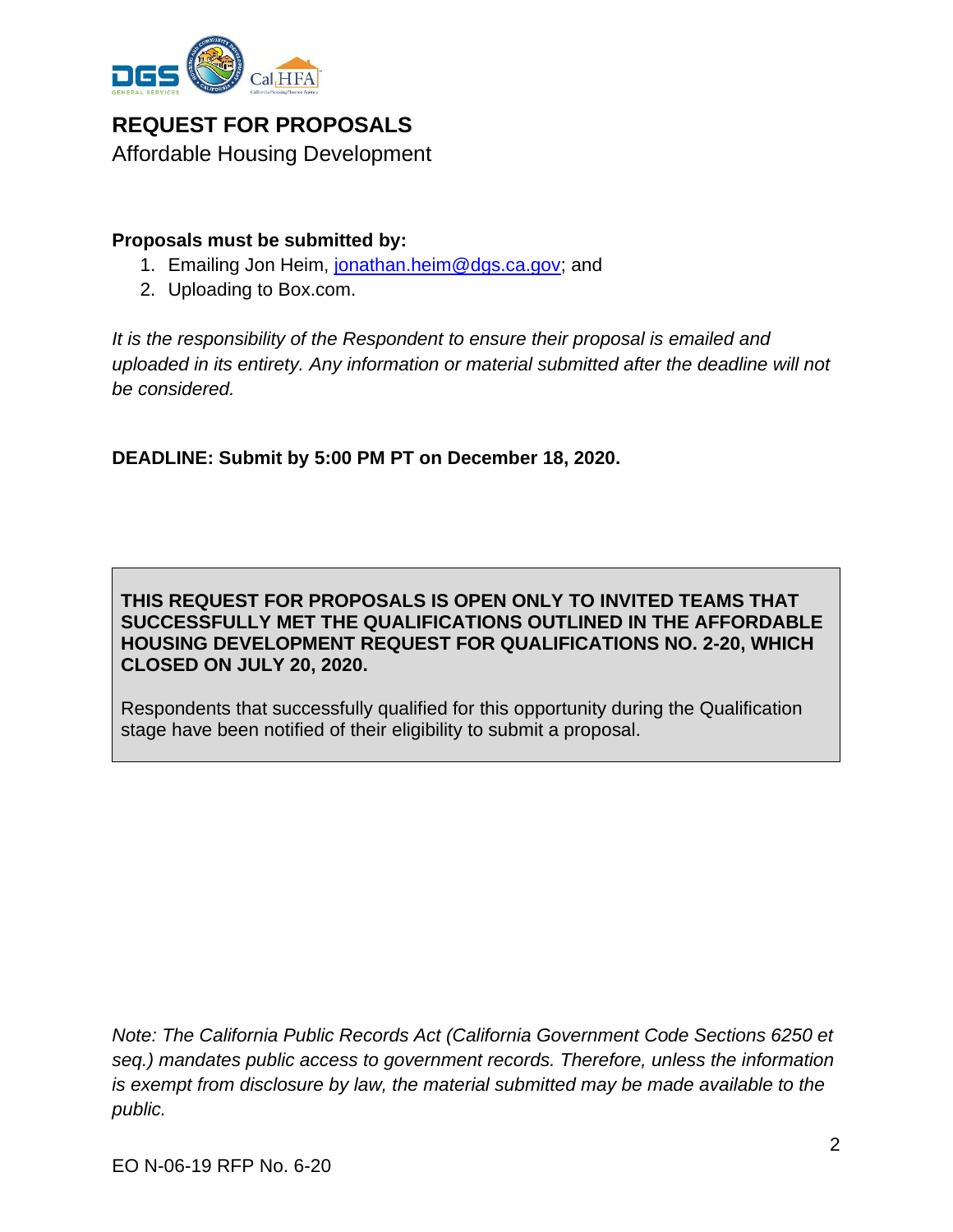# REQUEST FOR PROPOSALS

Affordable Housing Development

**Proposals must be submitted by:**

1. Emailing Jon Heim, jonathan.heim@dgs.ca.gov; and
2. Uploading to Box.com.

*It is the responsibility of the Respondent to ensure their proposal is emailed and uploaded in its entirety. Any information or material submitted after the deadline will not be considered.*

**DEADLINE: Submit by 5:00 PM PT on December 18, 2020.**

**THIS REQUEST FOR PROPOSALS IS OPEN ONLY TO INVITED TEAMS THAT SUCCESSFULLY MET THE QUALIFICATIONS OUTLINED IN THE AFFORDABLE HOUSING DEVELOPMENT REQUEST FOR QUALIFICATIONS NO. 2-20, WHICH CLOSED ON JULY 20, 2020.**

Respondents that successfully qualified for this opportunity during the Qualification stage have been notified of their eligibility to submit a proposal.

*Note: The California Public Records Act (California Government Code Sections 6250 et seq.) mandates public access to government records. Therefore, unless the information is exempt from disclosure by law, the material submitted may be made available to the public.*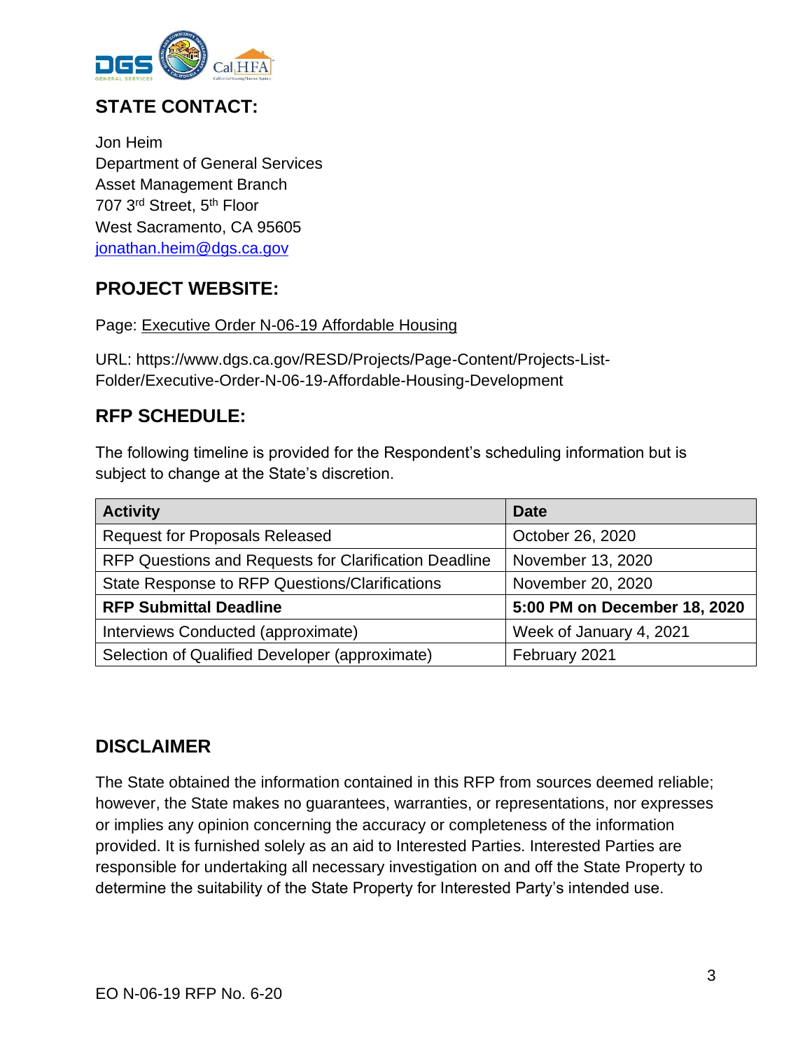## STATE CONTACT:

Jon Heim
Department of General Services
Asset Management Branch
707 3rd Street, 5th Floor
West Sacramento, CA 95605
jonathan.heim@dgs.ca.gov

## PROJECT WEBSITE:

Page: Executive Order N-06-19 Affordable Housing

URL: https://www.dgs.ca.gov/RESD/Projects/Page-Content/Projects-List-Folder/Executive-Order-N-06-19-Affordable-Housing-Development

## RFP SCHEDULE:

The following timeline is provided for the Respondent's scheduling information but is subject to change at the State's discretion.

| Activity | Date |
|---|---|
| Request for Proposals Released | October 26, 2020 |
| RFP Questions and Requests for Clarification Deadline | November 13, 2020 |
| State Response to RFP Questions/Clarifications | November 20, 2020 |
| **RFP Submittal Deadline** | **5:00 PM on December 18, 2020** |
| Interviews Conducted (approximate) | Week of January 4, 2021 |
| Selection of Qualified Developer (approximate) | February 2021 |

## DISCLAIMER

The State obtained the information contained in this RFP from sources deemed reliable; however, the State makes no guarantees, warranties, or representations, nor expresses or implies any opinion concerning the accuracy or completeness of the information provided. It is furnished solely as an aid to Interested Parties. Interested Parties are responsible for undertaking all necessary investigation on and off the State Property to determine the suitability of the State Property for Interested Party's intended use.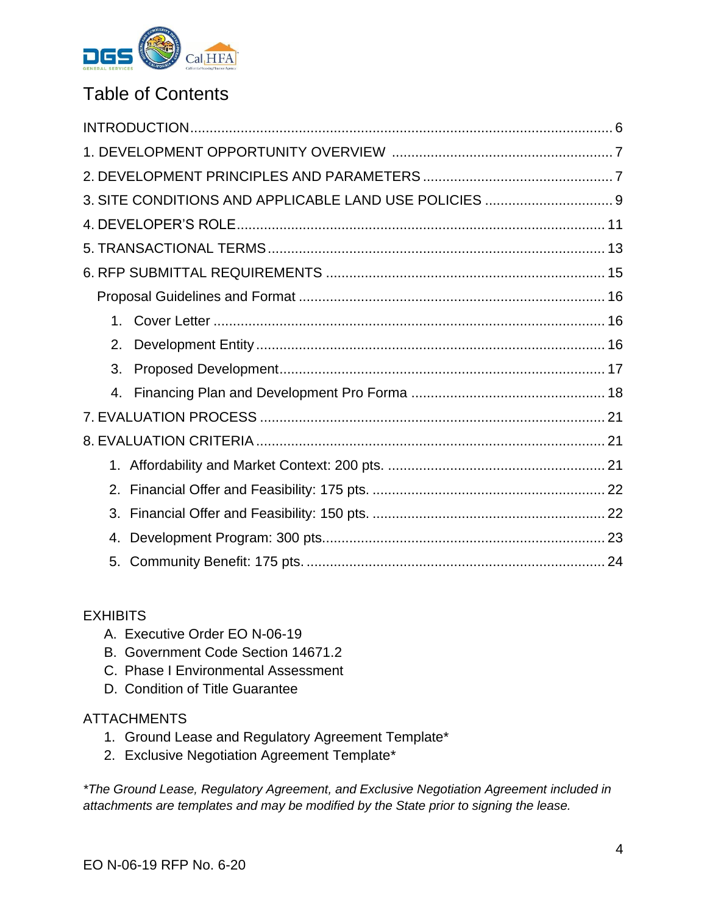# Table of Contents

INTRODUCTION ........................................................................................................ 6

1. DEVELOPMENT OPPORTUNITY OVERVIEW ......................................................... 7

2. DEVELOPMENT PRINCIPLES AND PARAMETERS ................................................ 7

3. SITE CONDITIONS AND APPLICABLE LAND USE POLICIES ................................. 9

4. DEVELOPER'S ROLE ............................................................................................ 11

5. TRANSACTIONAL TERMS .................................................................................... 13

6. RFP SUBMITTAL REQUIREMENTS ...................................................................... 15

- Proposal Guidelines and Format ............................................................................ 16
    1. Cover Letter ..................................................................................................... 16
    2. Development Entity ......................................................................................... 16
    3. Proposed Development ................................................................................... 17
    4. Financing Plan and Development Pro Forma ................................................. 18

7. EVALUATION PROCESS ....................................................................................... 21

8. EVALUATION CRITERIA ........................................................................................ 21

    1. Affordability and Market Context: 200 pts. ....................................................... 21
    2. Financial Offer and Feasibility: 175 pts. ........................................................... 22
    3. Financial Offer and Feasibility: 150 pts. ........................................................... 22
    4. Development Program: 300 pts. ....................................................................... 23
    5. Community Benefit: 175 pts. ............................................................................. 24

EXHIBITS

A. Executive Order EO N-06-19
B. Government Code Section 14671.2
C. Phase I Environmental Assessment
D. Condition of Title Guarantee

ATTACHMENTS

1. Ground Lease and Regulatory Agreement Template*
2. Exclusive Negotiation Agreement Template*

*\*The Ground Lease, Regulatory Agreement, and Exclusive Negotiation Agreement included in attachments are templates and may be modified by the State prior to signing the lease.*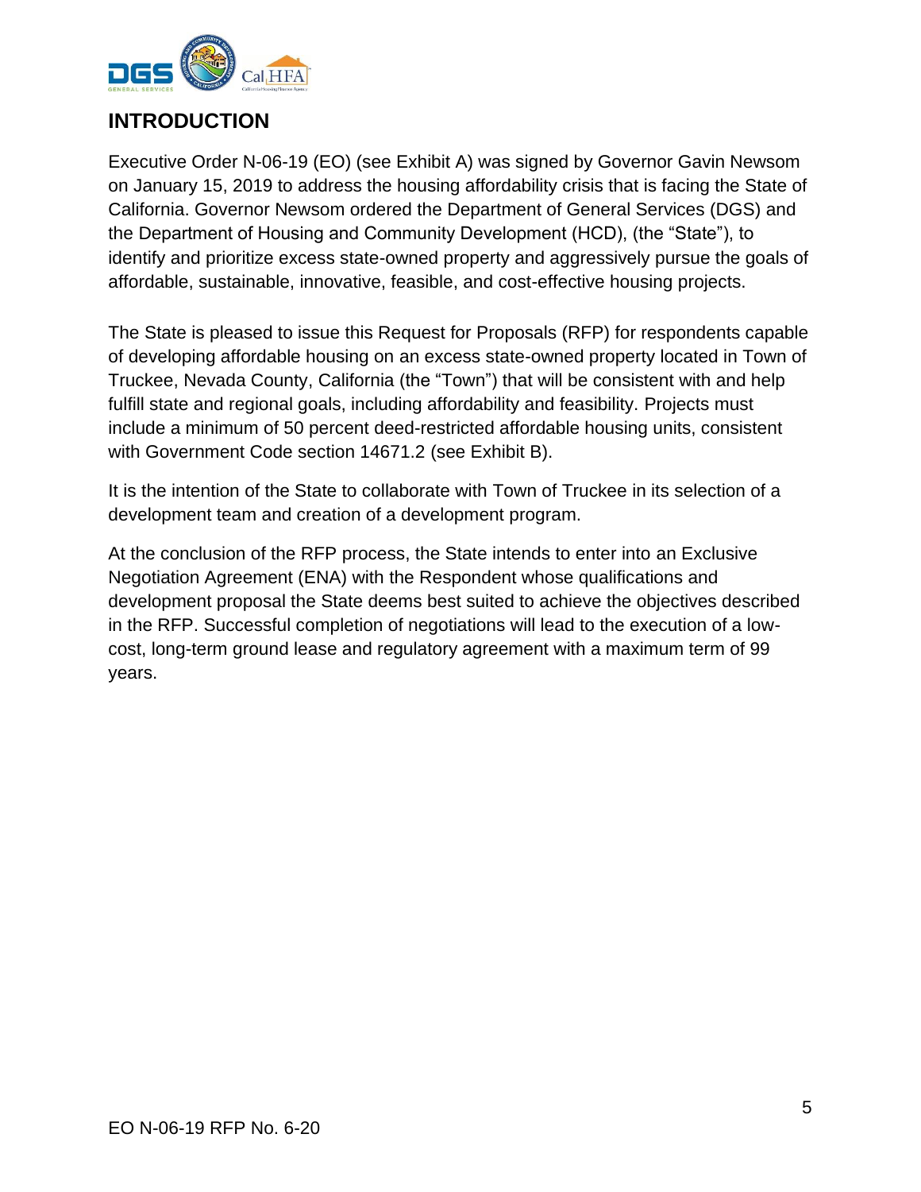## INTRODUCTION

Executive Order N-06-19 (EO) (see Exhibit A) was signed by Governor Gavin Newsom on January 15, 2019 to address the housing affordability crisis that is facing the State of California. Governor Newsom ordered the Department of General Services (DGS) and the Department of Housing and Community Development (HCD), (the "State"), to identify and prioritize excess state-owned property and aggressively pursue the goals of affordable, sustainable, innovative, feasible, and cost-effective housing projects.

The State is pleased to issue this Request for Proposals (RFP) for respondents capable of developing affordable housing on an excess state-owned property located in Town of Truckee, Nevada County, California (the "Town") that will be consistent with and help fulfill state and regional goals, including affordability and feasibility. Projects must include a minimum of 50 percent deed-restricted affordable housing units, consistent with Government Code section 14671.2 (see Exhibit B).

It is the intention of the State to collaborate with Town of Truckee in its selection of a development team and creation of a development program.

At the conclusion of the RFP process, the State intends to enter into an Exclusive Negotiation Agreement (ENA) with the Respondent whose qualifications and development proposal the State deems best suited to achieve the objectives described in the RFP. Successful completion of negotiations will lead to the execution of a low-cost, long-term ground lease and regulatory agreement with a maximum term of 99 years.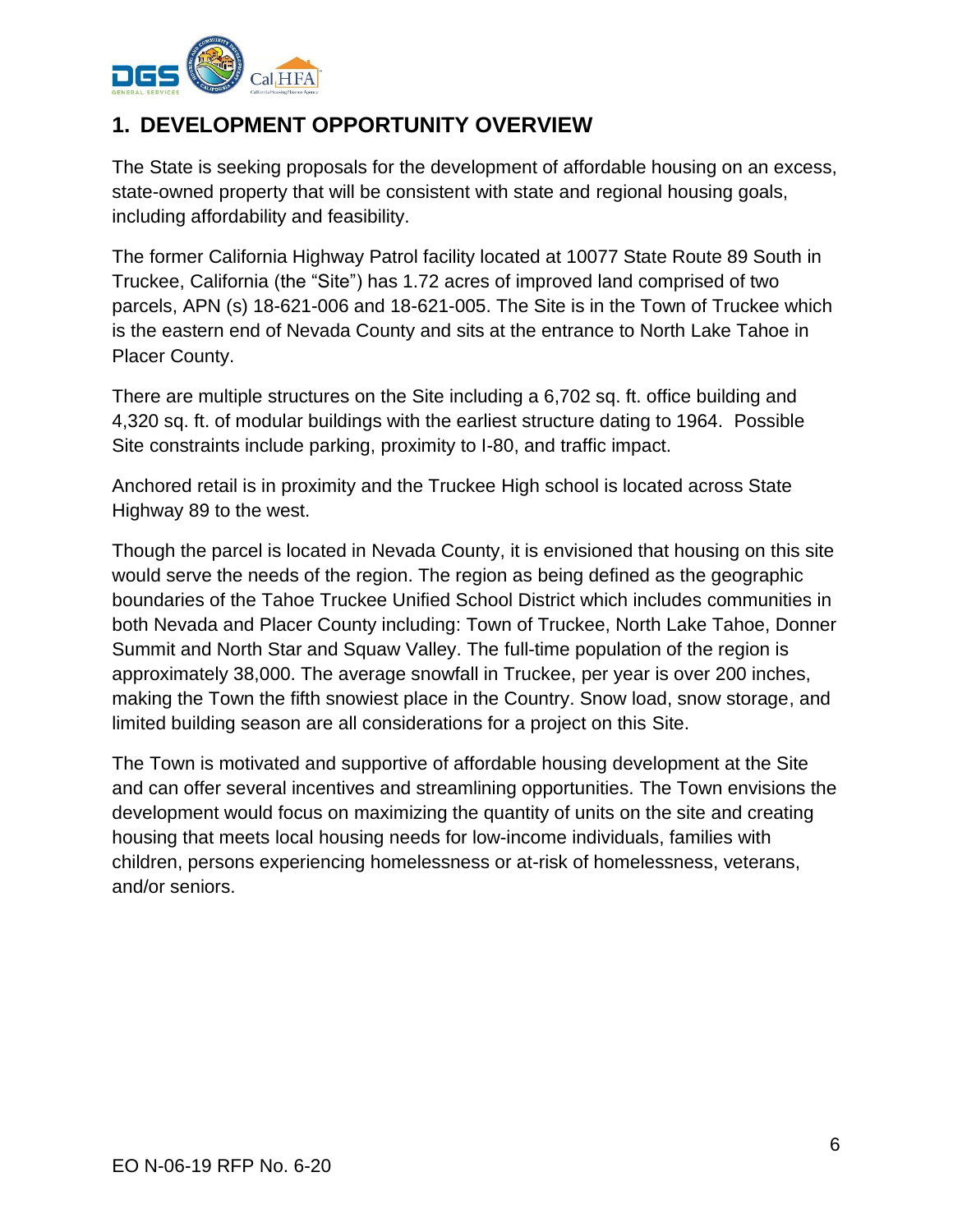# 1. DEVELOPMENT OPPORTUNITY OVERVIEW

The State is seeking proposals for the development of affordable housing on an excess, state-owned property that will be consistent with state and regional housing goals, including affordability and feasibility.

The former California Highway Patrol facility located at 10077 State Route 89 South in Truckee, California (the "Site") has 1.72 acres of improved land comprised of two parcels, APN (s) 18-621-006 and 18-621-005. The Site is in the Town of Truckee which is the eastern end of Nevada County and sits at the entrance to North Lake Tahoe in Placer County.

There are multiple structures on the Site including a 6,702 sq. ft. office building and 4,320 sq. ft. of modular buildings with the earliest structure dating to 1964. Possible Site constraints include parking, proximity to I-80, and traffic impact.

Anchored retail is in proximity and the Truckee High school is located across State Highway 89 to the west.

Though the parcel is located in Nevada County, it is envisioned that housing on this site would serve the needs of the region. The region as being defined as the geographic boundaries of the Tahoe Truckee Unified School District which includes communities in both Nevada and Placer County including: Town of Truckee, North Lake Tahoe, Donner Summit and North Star and Squaw Valley. The full-time population of the region is approximately 38,000. The average snowfall in Truckee, per year is over 200 inches, making the Town the fifth snowiest place in the Country. Snow load, snow storage, and limited building season are all considerations for a project on this Site.

The Town is motivated and supportive of affordable housing development at the Site and can offer several incentives and streamlining opportunities. The Town envisions the development would focus on maximizing the quantity of units on the site and creating housing that meets local housing needs for low-income individuals, families with children, persons experiencing homelessness or at-risk of homelessness, veterans, and/or seniors.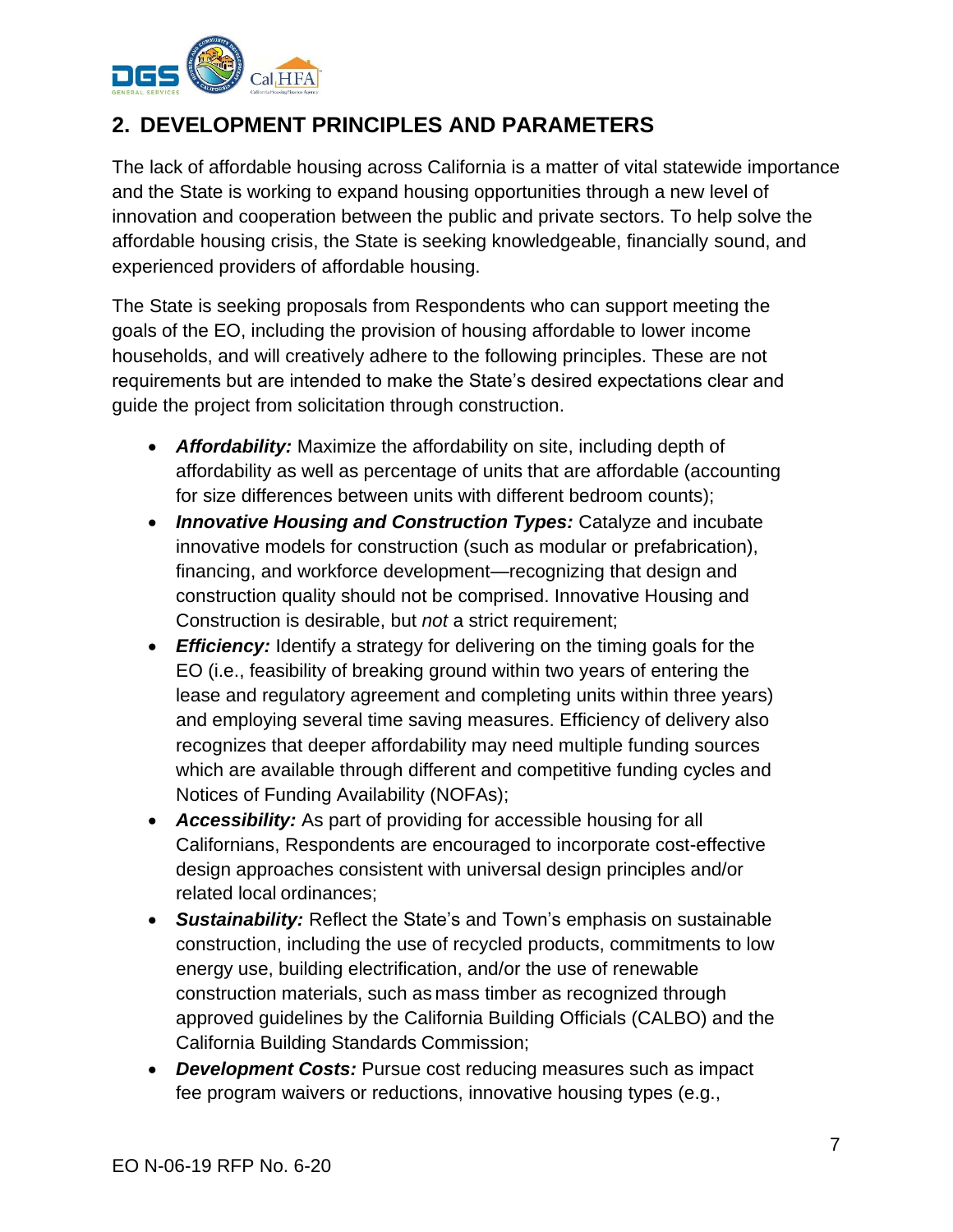## 2. DEVELOPMENT PRINCIPLES AND PARAMETERS

The lack of affordable housing across California is a matter of vital statewide importance and the State is working to expand housing opportunities through a new level of innovation and cooperation between the public and private sectors. To help solve the affordable housing crisis, the State is seeking knowledgeable, financially sound, and experienced providers of affordable housing.

The State is seeking proposals from Respondents who can support meeting the goals of the EO, including the provision of housing affordable to lower income households, and will creatively adhere to the following principles. These are not requirements but are intended to make the State's desired expectations clear and guide the project from solicitation through construction.

- ***Affordability:*** Maximize the affordability on site, including depth of affordability as well as percentage of units that are affordable (accounting for size differences between units with different bedroom counts);
- ***Innovative Housing and Construction Types:*** Catalyze and incubate innovative models for construction (such as modular or prefabrication), financing, and workforce development—recognizing that design and construction quality should not be comprised. Innovative Housing and Construction is desirable, but *not* a strict requirement;
- ***Efficiency:*** Identify a strategy for delivering on the timing goals for the EO (i.e., feasibility of breaking ground within two years of entering the lease and regulatory agreement and completing units within three years) and employing several time saving measures. Efficiency of delivery also recognizes that deeper affordability may need multiple funding sources which are available through different and competitive funding cycles and Notices of Funding Availability (NOFAs);
- ***Accessibility:*** As part of providing for accessible housing for all Californians, Respondents are encouraged to incorporate cost-effective design approaches consistent with universal design principles and/or related local ordinances;
- ***Sustainability:*** Reflect the State's and Town's emphasis on sustainable construction, including the use of recycled products, commitments to low energy use, building electrification, and/or the use of renewable construction materials, such as mass timber as recognized through approved guidelines by the California Building Officials (CALBO) and the California Building Standards Commission;
- ***Development Costs:*** Pursue cost reducing measures such as impact fee program waivers or reductions, innovative housing types (e.g.,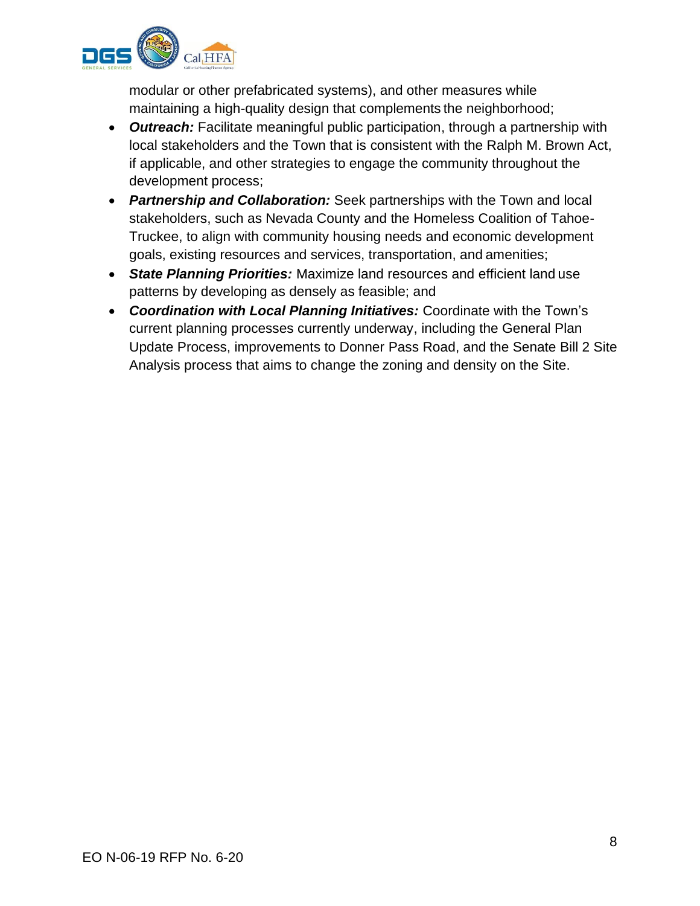modular or other prefabricated systems), and other measures while maintaining a high-quality design that complements the neighborhood;

- ***Outreach:*** Facilitate meaningful public participation, through a partnership with local stakeholders and the Town that is consistent with the Ralph M. Brown Act, if applicable, and other strategies to engage the community throughout the development process;
- ***Partnership and Collaboration:*** Seek partnerships with the Town and local stakeholders, such as Nevada County and the Homeless Coalition of Tahoe-Truckee, to align with community housing needs and economic development goals, existing resources and services, transportation, and amenities;
- ***State Planning Priorities:*** Maximize land resources and efficient land use patterns by developing as densely as feasible; and
- ***Coordination with Local Planning Initiatives:*** Coordinate with the Town's current planning processes currently underway, including the General Plan Update Process, improvements to Donner Pass Road, and the Senate Bill 2 Site Analysis process that aims to change the zoning and density on the Site.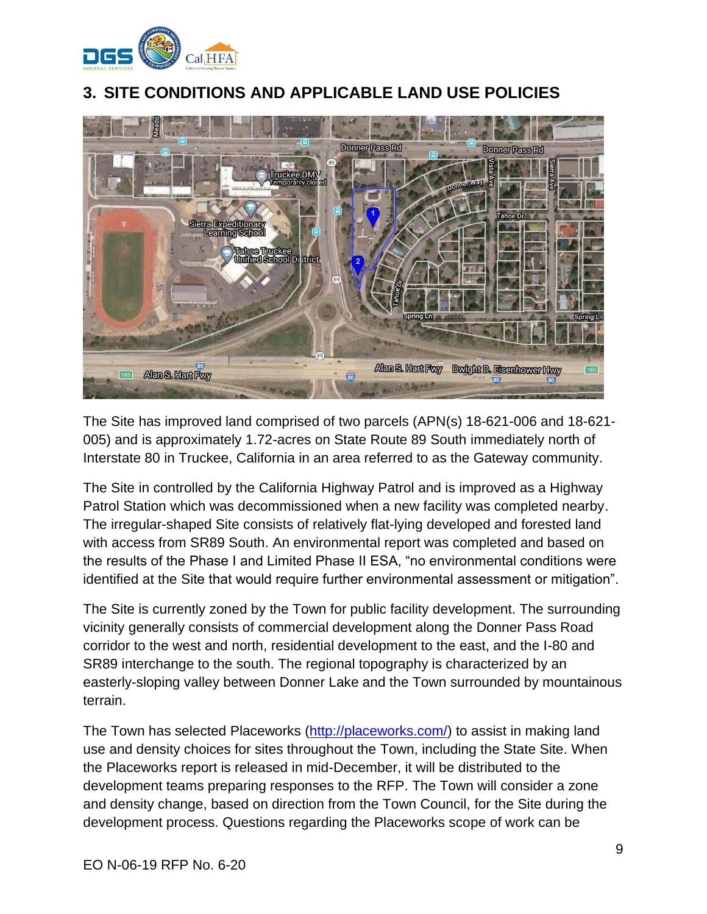## 3. SITE CONDITIONS AND APPLICABLE LAND USE POLICIES

The Site has improved land comprised of two parcels (APN(s) 18-621-006 and 18-621-005) and is approximately 1.72-acres on State Route 89 South immediately north of Interstate 80 in Truckee, California in an area referred to as the Gateway community.

The Site in controlled by the California Highway Patrol and is improved as a Highway Patrol Station which was decommissioned when a new facility was completed nearby. The irregular-shaped Site consists of relatively flat-lying developed and forested land with access from SR89 South. An environmental report was completed and based on the results of the Phase I and Limited Phase II ESA, "no environmental conditions were identified at the Site that would require further environmental assessment or mitigation".

The Site is currently zoned by the Town for public facility development. The surrounding vicinity generally consists of commercial development along the Donner Pass Road corridor to the west and north, residential development to the east, and the I-80 and SR89 interchange to the south. The regional topography is characterized by an easterly-sloping valley between Donner Lake and the Town surrounded by mountainous terrain.

The Town has selected Placeworks (http://placeworks.com/) to assist in making land use and density choices for sites throughout the Town, including the State Site. When the Placeworks report is released in mid-December, it will be distributed to the development teams preparing responses to the RFP. The Town will consider a zone and density change, based on direction from the Town Council, for the Site during the development process. Questions regarding the Placeworks scope of work can be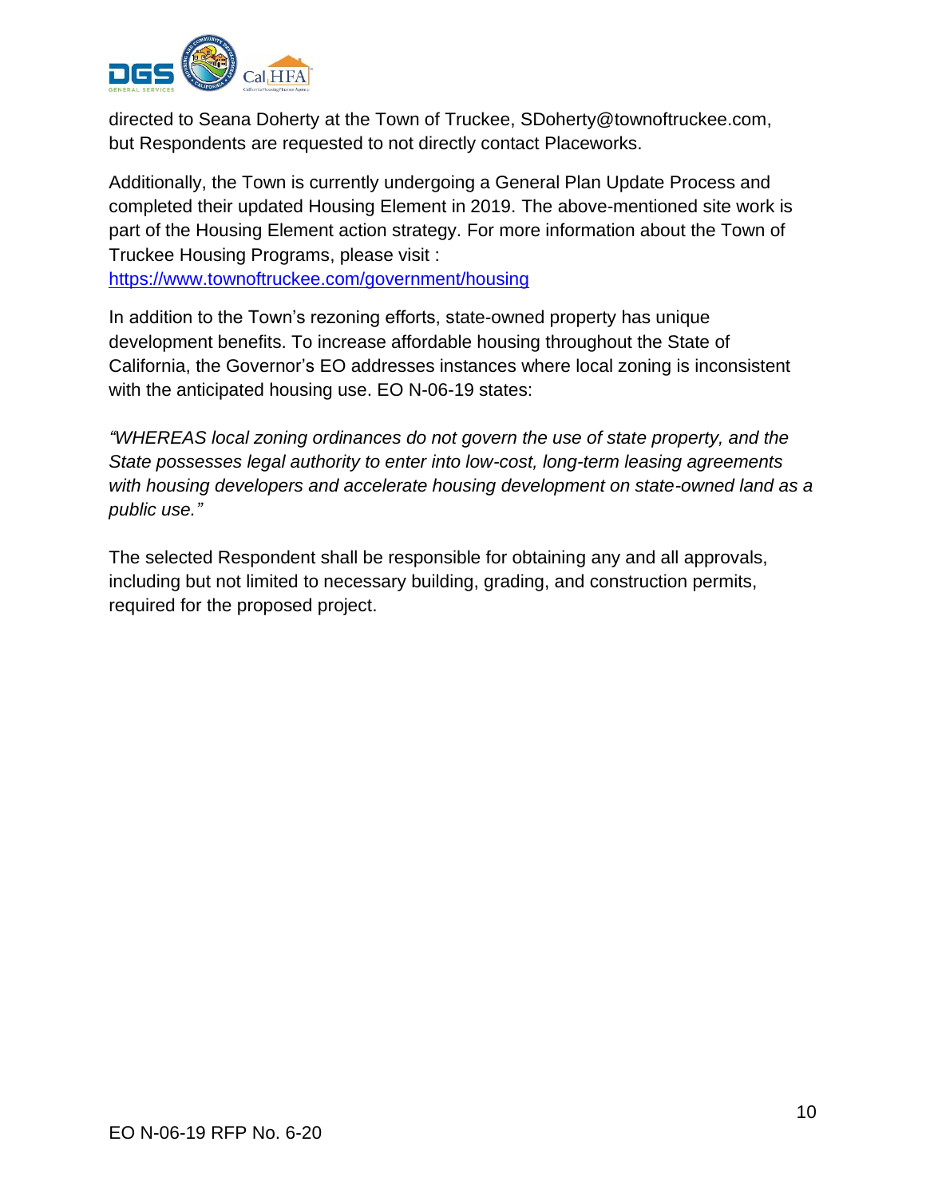directed to Seana Doherty at the Town of Truckee, SDoherty@townoftruckee.com, but Respondents are requested to not directly contact Placeworks.

Additionally, the Town is currently undergoing a General Plan Update Process and completed their updated Housing Element in 2019. The above-mentioned site work is part of the Housing Element action strategy. For more information about the Town of Truckee Housing Programs, please visit : https://www.townoftruckee.com/government/housing

In addition to the Town's rezoning efforts, state-owned property has unique development benefits. To increase affordable housing throughout the State of California, the Governor's EO addresses instances where local zoning is inconsistent with the anticipated housing use. EO N-06-19 states:

*"WHEREAS local zoning ordinances do not govern the use of state property, and the State possesses legal authority to enter into low-cost, long-term leasing agreements with housing developers and accelerate housing development on state-owned land as a public use."*

The selected Respondent shall be responsible for obtaining any and all approvals, including but not limited to necessary building, grading, and construction permits, required for the proposed project.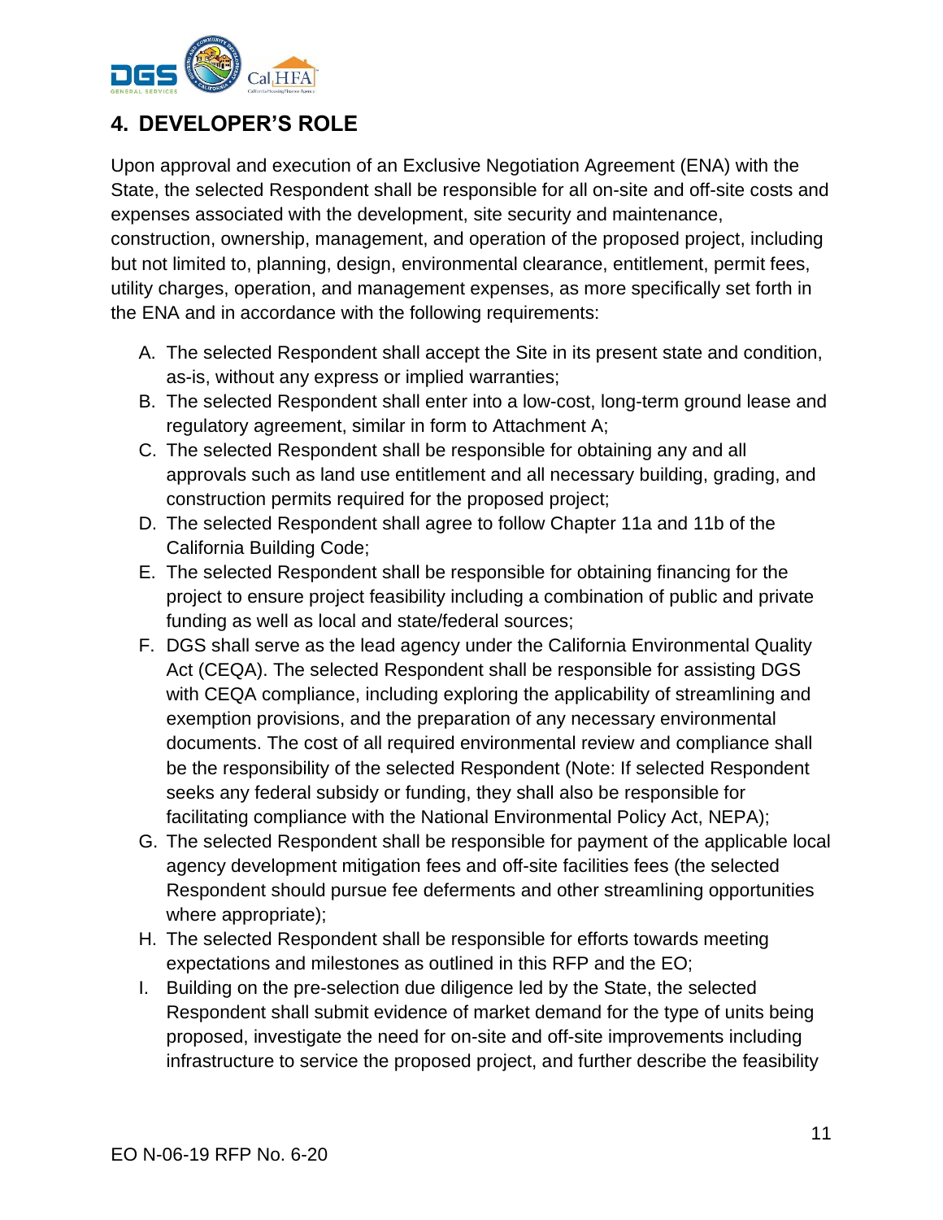## 4. DEVELOPER'S ROLE

Upon approval and execution of an Exclusive Negotiation Agreement (ENA) with the State, the selected Respondent shall be responsible for all on-site and off-site costs and expenses associated with the development, site security and maintenance, construction, ownership, management, and operation of the proposed project, including but not limited to, planning, design, environmental clearance, entitlement, permit fees, utility charges, operation, and management expenses, as more specifically set forth in the ENA and in accordance with the following requirements:

A. The selected Respondent shall accept the Site in its present state and condition, as-is, without any express or implied warranties;
B. The selected Respondent shall enter into a low-cost, long-term ground lease and regulatory agreement, similar in form to Attachment A;
C. The selected Respondent shall be responsible for obtaining any and all approvals such as land use entitlement and all necessary building, grading, and construction permits required for the proposed project;
D. The selected Respondent shall agree to follow Chapter 11a and 11b of the California Building Code;
E. The selected Respondent shall be responsible for obtaining financing for the project to ensure project feasibility including a combination of public and private funding as well as local and state/federal sources;
F. DGS shall serve as the lead agency under the California Environmental Quality Act (CEQA). The selected Respondent shall be responsible for assisting DGS with CEQA compliance, including exploring the applicability of streamlining and exemption provisions, and the preparation of any necessary environmental documents. The cost of all required environmental review and compliance shall be the responsibility of the selected Respondent (Note: If selected Respondent seeks any federal subsidy or funding, they shall also be responsible for facilitating compliance with the National Environmental Policy Act, NEPA);
G. The selected Respondent shall be responsible for payment of the applicable local agency development mitigation fees and off-site facilities fees (the selected Respondent should pursue fee deferments and other streamlining opportunities where appropriate);
H. The selected Respondent shall be responsible for efforts towards meeting expectations and milestones as outlined in this RFP and the EO;
I. Building on the pre-selection due diligence led by the State, the selected Respondent shall submit evidence of market demand for the type of units being proposed, investigate the need for on-site and off-site improvements including infrastructure to service the proposed project, and further describe the feasibility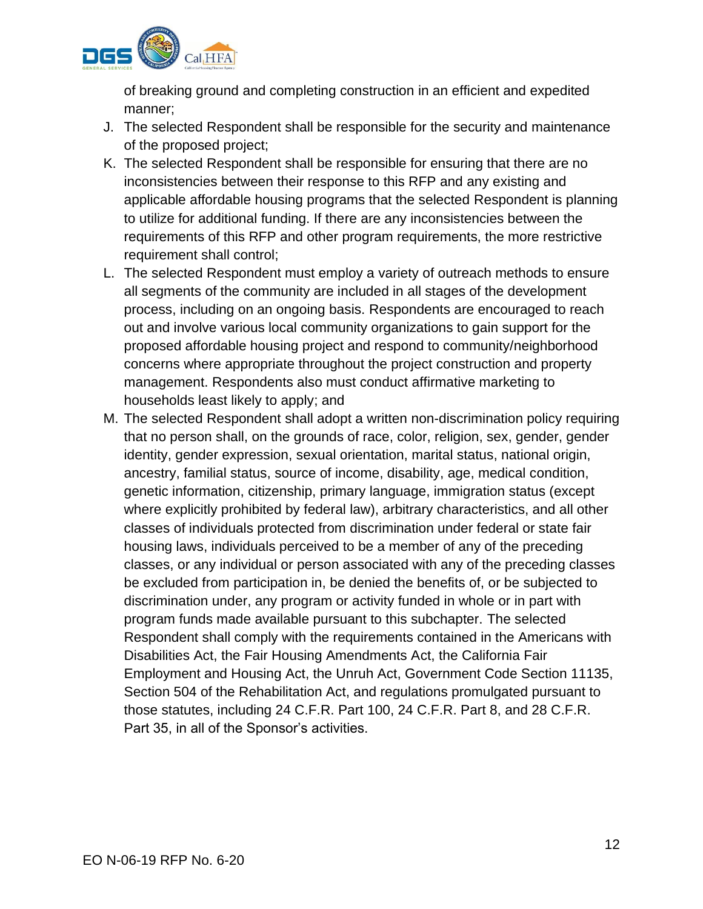of breaking ground and completing construction in an efficient and expedited manner;

J. The selected Respondent shall be responsible for the security and maintenance of the proposed project;
K. The selected Respondent shall be responsible for ensuring that there are no inconsistencies between their response to this RFP and any existing and applicable affordable housing programs that the selected Respondent is planning to utilize for additional funding. If there are any inconsistencies between the requirements of this RFP and other program requirements, the more restrictive requirement shall control;
L. The selected Respondent must employ a variety of outreach methods to ensure all segments of the community are included in all stages of the development process, including on an ongoing basis. Respondents are encouraged to reach out and involve various local community organizations to gain support for the proposed affordable housing project and respond to community/neighborhood concerns where appropriate throughout the project construction and property management. Respondents also must conduct affirmative marketing to households least likely to apply; and
M. The selected Respondent shall adopt a written non-discrimination policy requiring that no person shall, on the grounds of race, color, religion, sex, gender, gender identity, gender expression, sexual orientation, marital status, national origin, ancestry, familial status, source of income, disability, age, medical condition, genetic information, citizenship, primary language, immigration status (except where explicitly prohibited by federal law), arbitrary characteristics, and all other classes of individuals protected from discrimination under federal or state fair housing laws, individuals perceived to be a member of any of the preceding classes, or any individual or person associated with any of the preceding classes be excluded from participation in, be denied the benefits of, or be subjected to discrimination under, any program or activity funded in whole or in part with program funds made available pursuant to this subchapter. The selected Respondent shall comply with the requirements contained in the Americans with Disabilities Act, the Fair Housing Amendments Act, the California Fair Employment and Housing Act, the Unruh Act, Government Code Section 11135, Section 504 of the Rehabilitation Act, and regulations promulgated pursuant to those statutes, including 24 C.F.R. Part 100, 24 C.F.R. Part 8, and 28 C.F.R. Part 35, in all of the Sponsor's activities.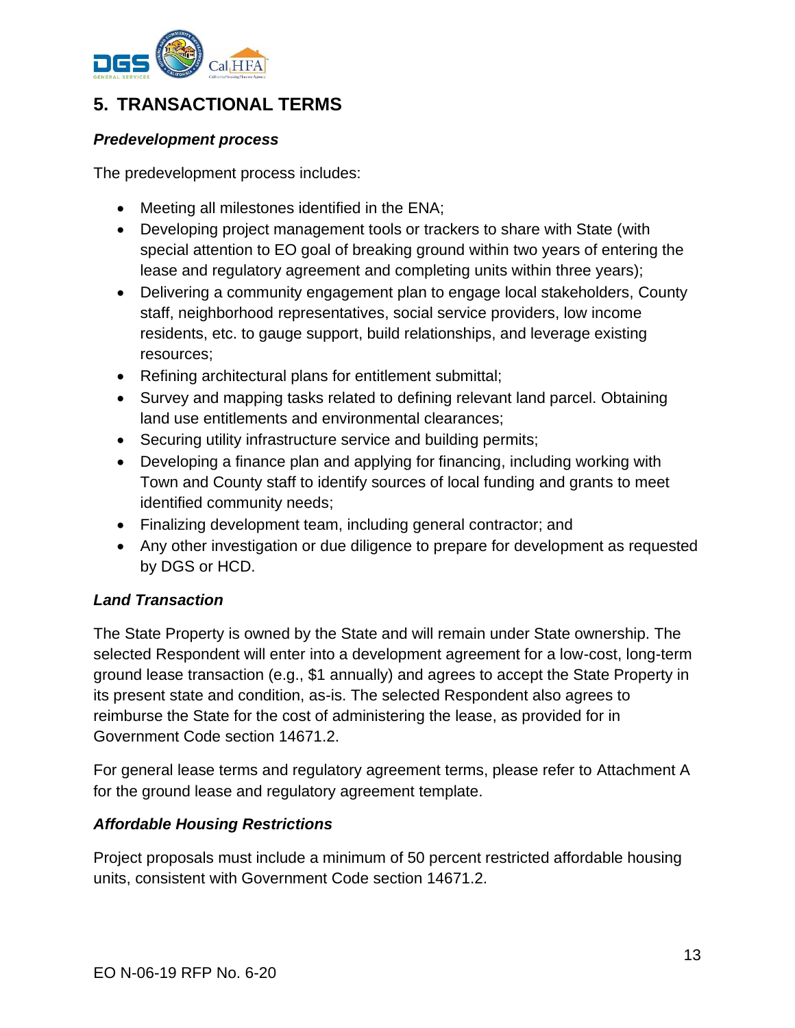## 5. TRANSACTIONAL TERMS

***Predevelopment process***

The predevelopment process includes:

- Meeting all milestones identified in the ENA;
- Developing project management tools or trackers to share with State (with special attention to EO goal of breaking ground within two years of entering the lease and regulatory agreement and completing units within three years);
- Delivering a community engagement plan to engage local stakeholders, County staff, neighborhood representatives, social service providers, low income residents, etc. to gauge support, build relationships, and leverage existing resources;
- Refining architectural plans for entitlement submittal;
- Survey and mapping tasks related to defining relevant land parcel. Obtaining land use entitlements and environmental clearances;
- Securing utility infrastructure service and building permits;
- Developing a finance plan and applying for financing, including working with Town and County staff to identify sources of local funding and grants to meet identified community needs;
- Finalizing development team, including general contractor; and
- Any other investigation or due diligence to prepare for development as requested by DGS or HCD.

***Land Transaction***

The State Property is owned by the State and will remain under State ownership. The selected Respondent will enter into a development agreement for a low-cost, long-term ground lease transaction (e.g., $1 annually) and agrees to accept the State Property in its present state and condition, as-is. The selected Respondent also agrees to reimburse the State for the cost of administering the lease, as provided for in Government Code section 14671.2.

For general lease terms and regulatory agreement terms, please refer to Attachment A for the ground lease and regulatory agreement template.

***Affordable Housing Restrictions***

Project proposals must include a minimum of 50 percent restricted affordable housing units, consistent with Government Code section 14671.2.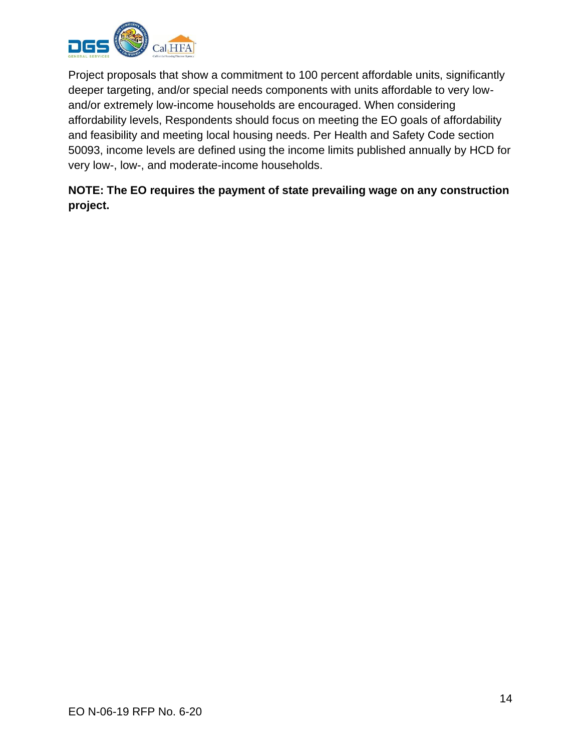Project proposals that show a commitment to 100 percent affordable units, significantly deeper targeting, and/or special needs components with units affordable to very low- and/or extremely low-income households are encouraged. When considering affordability levels, Respondents should focus on meeting the EO goals of affordability and feasibility and meeting local housing needs. Per Health and Safety Code section 50093, income levels are defined using the income limits published annually by HCD for very low-, low-, and moderate-income households.

**NOTE: The EO requires the payment of state prevailing wage on any construction project.**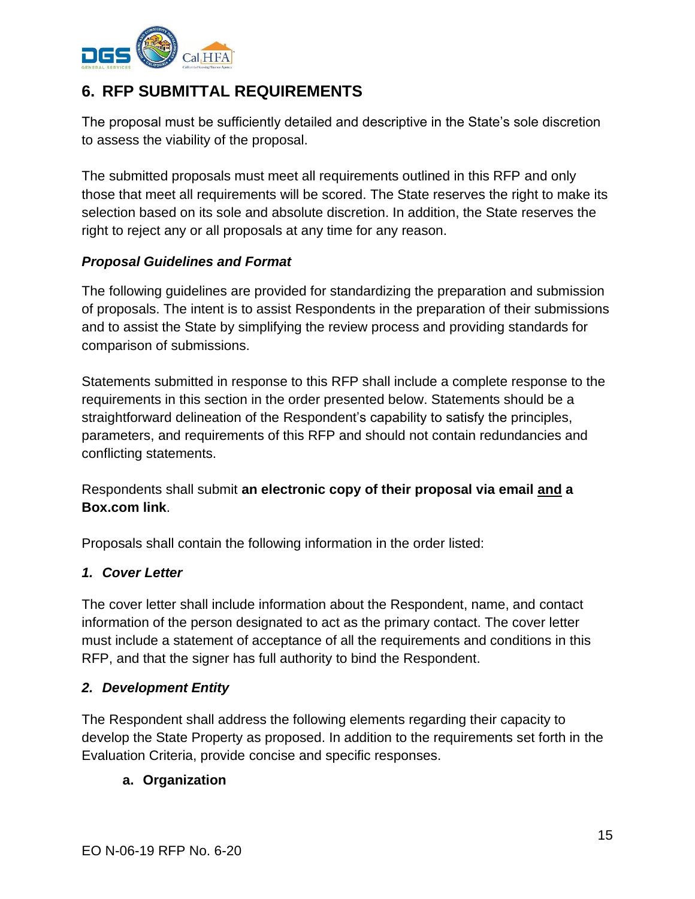## 6. RFP SUBMITTAL REQUIREMENTS

The proposal must be sufficiently detailed and descriptive in the State's sole discretion to assess the viability of the proposal.

The submitted proposals must meet all requirements outlined in this RFP and only those that meet all requirements will be scored. The State reserves the right to make its selection based on its sole and absolute discretion. In addition, the State reserves the right to reject any or all proposals at any time for any reason.

***Proposal Guidelines and Format***

The following guidelines are provided for standardizing the preparation and submission of proposals. The intent is to assist Respondents in the preparation of their submissions and to assist the State by simplifying the review process and providing standards for comparison of submissions.

Statements submitted in response to this RFP shall include a complete response to the requirements in this section in the order presented below. Statements should be a straightforward delineation of the Respondent's capability to satisfy the principles, parameters, and requirements of this RFP and should not contain redundancies and conflicting statements.

Respondents shall submit **an electronic copy of their proposal via email <u>and</u> a Box.com link**.

Proposals shall contain the following information in the order listed:

***1. Cover Letter***

The cover letter shall include information about the Respondent, name, and contact information of the person designated to act as the primary contact. The cover letter must include a statement of acceptance of all the requirements and conditions in this RFP, and that the signer has full authority to bind the Respondent.

***2. Development Entity***

The Respondent shall address the following elements regarding their capacity to develop the State Property as proposed. In addition to the requirements set forth in the Evaluation Criteria, provide concise and specific responses.

**a. Organization**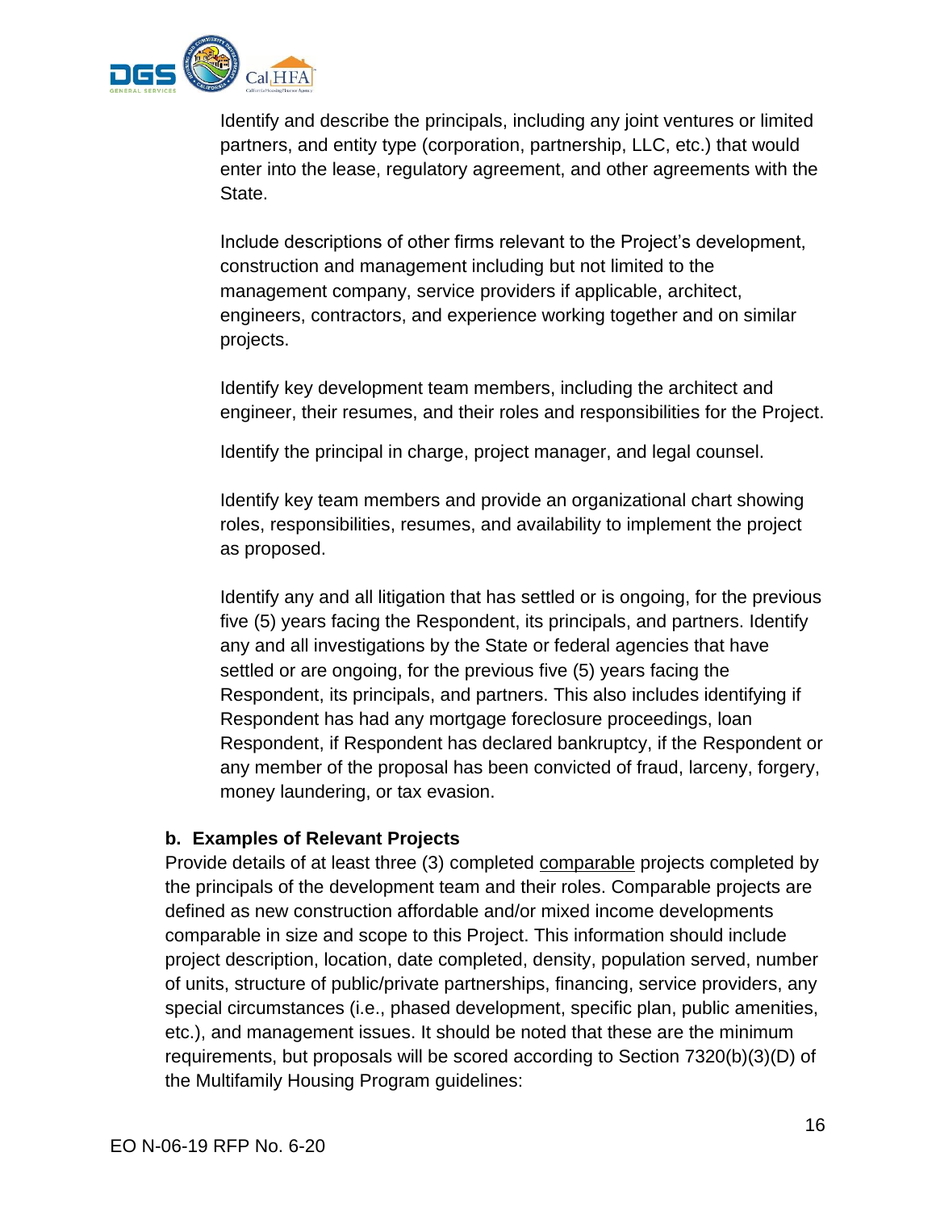Identify and describe the principals, including any joint ventures or limited partners, and entity type (corporation, partnership, LLC, etc.) that would enter into the lease, regulatory agreement, and other agreements with the State.

Include descriptions of other firms relevant to the Project's development, construction and management including but not limited to the management company, service providers if applicable, architect, engineers, contractors, and experience working together and on similar projects.

Identify key development team members, including the architect and engineer, their resumes, and their roles and responsibilities for the Project.

Identify the principal in charge, project manager, and legal counsel.

Identify key team members and provide an organizational chart showing roles, responsibilities, resumes, and availability to implement the project as proposed.

Identify any and all litigation that has settled or is ongoing, for the previous five (5) years facing the Respondent, its principals, and partners. Identify any and all investigations by the State or federal agencies that have settled or are ongoing, for the previous five (5) years facing the Respondent, its principals, and partners. This also includes identifying if Respondent has had any mortgage foreclosure proceedings, loan Respondent, if Respondent has declared bankruptcy, if the Respondent or any member of the proposal has been convicted of fraud, larceny, forgery, money laundering, or tax evasion.

**b. Examples of Relevant Projects**

Provide details of at least three (3) completed comparable projects completed by the principals of the development team and their roles. Comparable projects are defined as new construction affordable and/or mixed income developments comparable in size and scope to this Project. This information should include project description, location, date completed, density, population served, number of units, structure of public/private partnerships, financing, service providers, any special circumstances (i.e., phased development, specific plan, public amenities, etc.), and management issues. It should be noted that these are the minimum requirements, but proposals will be scored according to Section 7320(b)(3)(D) of the Multifamily Housing Program guidelines: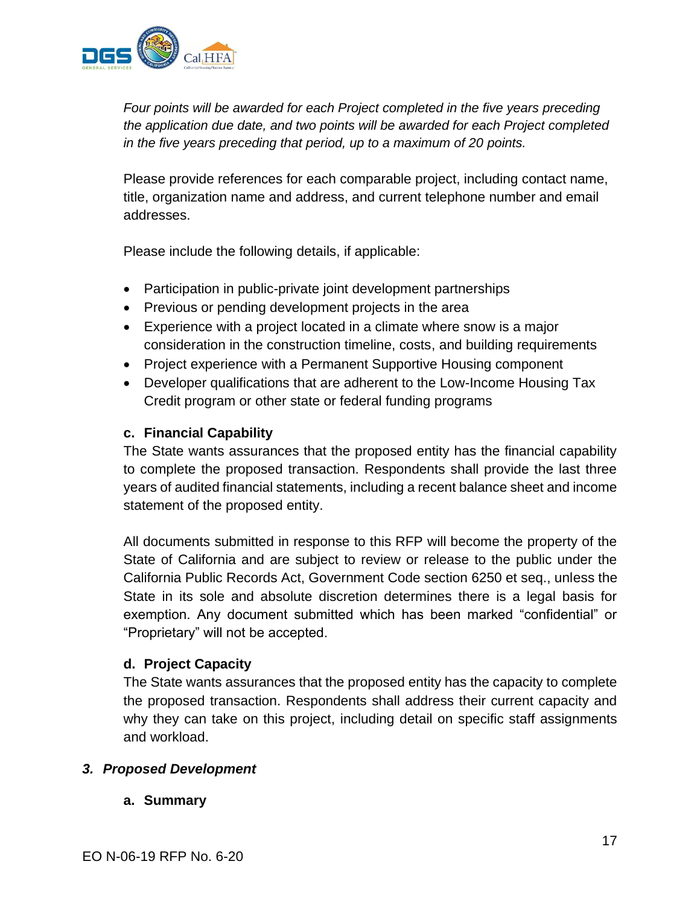*Four points will be awarded for each Project completed in the five years preceding the application due date, and two points will be awarded for each Project completed in the five years preceding that period, up to a maximum of 20 points.*

Please provide references for each comparable project, including contact name, title, organization name and address, and current telephone number and email addresses.

Please include the following details, if applicable:

- Participation in public-private joint development partnerships
- Previous or pending development projects in the area
- Experience with a project located in a climate where snow is a major consideration in the construction timeline, costs, and building requirements
- Project experience with a Permanent Supportive Housing component
- Developer qualifications that are adherent to the Low-Income Housing Tax Credit program or other state or federal funding programs

#### c. Financial Capability

The State wants assurances that the proposed entity has the financial capability to complete the proposed transaction. Respondents shall provide the last three years of audited financial statements, including a recent balance sheet and income statement of the proposed entity.

All documents submitted in response to this RFP will become the property of the State of California and are subject to review or release to the public under the California Public Records Act, Government Code section 6250 et seq., unless the State in its sole and absolute discretion determines there is a legal basis for exemption. Any document submitted which has been marked "confidential" or "Proprietary" will not be accepted.

#### d. Project Capacity

The State wants assurances that the proposed entity has the capacity to complete the proposed transaction. Respondents shall address their current capacity and why they can take on this project, including detail on specific staff assignments and workload.

### *3. Proposed Development*

#### a. Summary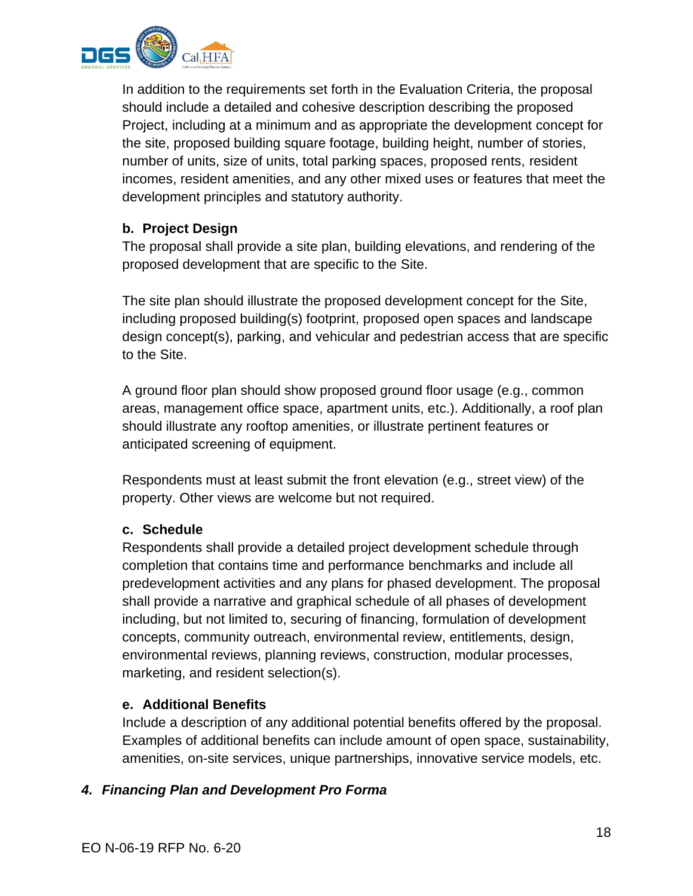In addition to the requirements set forth in the Evaluation Criteria, the proposal should include a detailed and cohesive description describing the proposed Project, including at a minimum and as appropriate the development concept for the site, proposed building square footage, building height, number of stories, number of units, size of units, total parking spaces, proposed rents, resident incomes, resident amenities, and any other mixed uses or features that meet the development principles and statutory authority.

**b. Project Design**

The proposal shall provide a site plan, building elevations, and rendering of the proposed development that are specific to the Site.

The site plan should illustrate the proposed development concept for the Site, including proposed building(s) footprint, proposed open spaces and landscape design concept(s), parking, and vehicular and pedestrian access that are specific to the Site.

A ground floor plan should show proposed ground floor usage (e.g., common areas, management office space, apartment units, etc.). Additionally, a roof plan should illustrate any rooftop amenities, or illustrate pertinent features or anticipated screening of equipment.

Respondents must at least submit the front elevation (e.g., street view) of the property. Other views are welcome but not required.

**c. Schedule**

Respondents shall provide a detailed project development schedule through completion that contains time and performance benchmarks and include all predevelopment activities and any plans for phased development. The proposal shall provide a narrative and graphical schedule of all phases of development including, but not limited to, securing of financing, formulation of development concepts, community outreach, environmental review, entitlements, design, environmental reviews, planning reviews, construction, modular processes, marketing, and resident selection(s).

**e. Additional Benefits**

Include a description of any additional potential benefits offered by the proposal. Examples of additional benefits can include amount of open space, sustainability, amenities, on-site services, unique partnerships, innovative service models, etc.

### *4. Financing Plan and Development Pro Forma*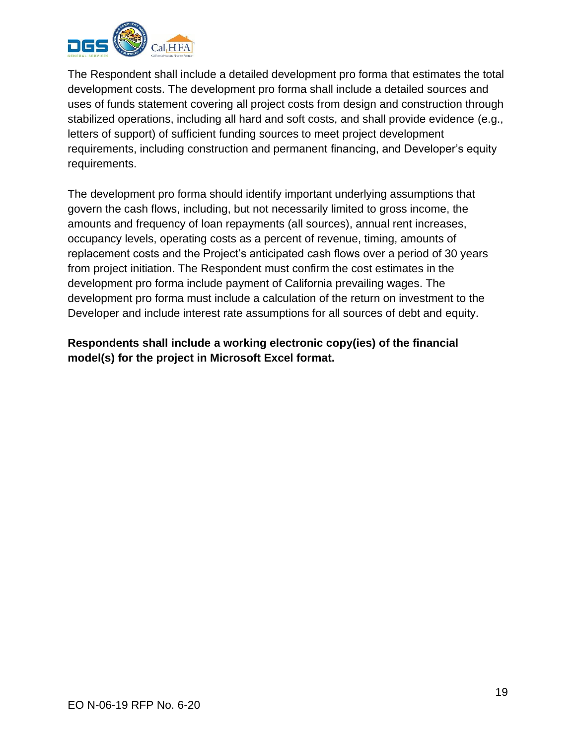The Respondent shall include a detailed development pro forma that estimates the total development costs. The development pro forma shall include a detailed sources and uses of funds statement covering all project costs from design and construction through stabilized operations, including all hard and soft costs, and shall provide evidence (e.g., letters of support) of sufficient funding sources to meet project development requirements, including construction and permanent financing, and Developer's equity requirements.

The development pro forma should identify important underlying assumptions that govern the cash flows, including, but not necessarily limited to gross income, the amounts and frequency of loan repayments (all sources), annual rent increases, occupancy levels, operating costs as a percent of revenue, timing, amounts of replacement costs and the Project's anticipated cash flows over a period of 30 years from project initiation. The Respondent must confirm the cost estimates in the development pro forma include payment of California prevailing wages. The development pro forma must include a calculation of the return on investment to the Developer and include interest rate assumptions for all sources of debt and equity.

**Respondents shall include a working electronic copy(ies) of the financial model(s) for the project in Microsoft Excel format.**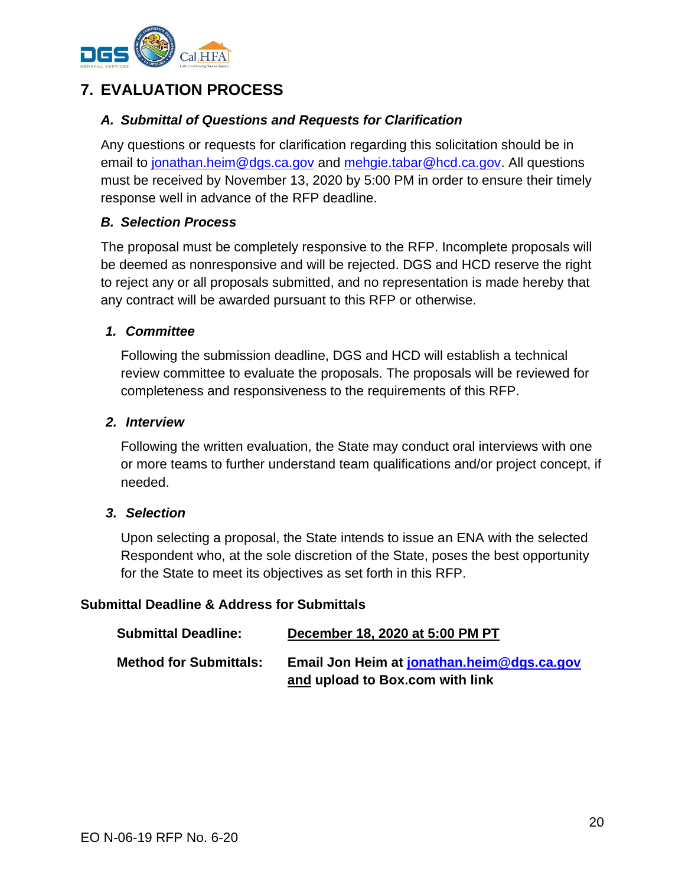# 7. EVALUATION PROCESS

### *A. Submittal of Questions and Requests for Clarification*

Any questions or requests for clarification regarding this solicitation should be in email to jonathan.heim@dgs.ca.gov and mehgie.tabar@hcd.ca.gov. All questions must be received by November 13, 2020 by 5:00 PM in order to ensure their timely response well in advance of the RFP deadline.

### *B. Selection Process*

The proposal must be completely responsive to the RFP. Incomplete proposals will be deemed as nonresponsive and will be rejected. DGS and HCD reserve the right to reject any or all proposals submitted, and no representation is made hereby that any contract will be awarded pursuant to this RFP or otherwise.

#### *1. Committee*

Following the submission deadline, DGS and HCD will establish a technical review committee to evaluate the proposals. The proposals will be reviewed for completeness and responsiveness to the requirements of this RFP.

#### *2. Interview*

Following the written evaluation, the State may conduct oral interviews with one or more teams to further understand team qualifications and/or project concept, if needed.

#### *3. Selection*

Upon selecting a proposal, the State intends to issue an ENA with the selected Respondent who, at the sole discretion of the State, poses the best opportunity for the State to meet its objectives as set forth in this RFP.

**Submittal Deadline & Address for Submittals**

| | |
|---|---|
| **Submittal Deadline:** | **<u>December 18, 2020 at 5:00 PM PT</u>** |
| **Method for Submittals:** | **Email Jon Heim at jonathan.heim@dgs.ca.gov <u>and</u> upload to Box.com with link** |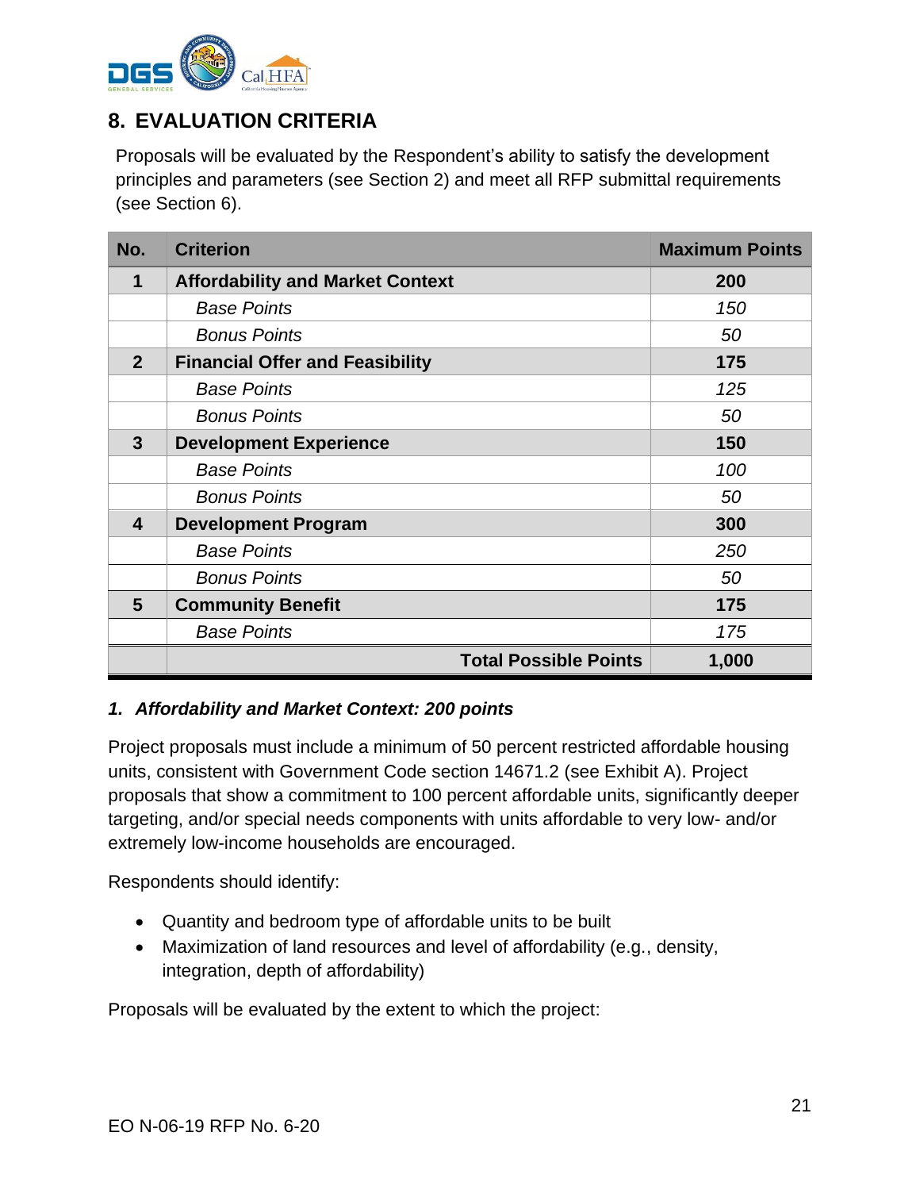## 8. EVALUATION CRITERIA

Proposals will be evaluated by the Respondent's ability to satisfy the development principles and parameters (see Section 2) and meet all RFP submittal requirements (see Section 6).

| No. | Criterion | Maximum Points |
|---|---|---|
| **1** | **Affordability and Market Context** | **200** |
| | *Base Points* | *150* |
| | *Bonus Points* | *50* |
| **2** | **Financial Offer and Feasibility** | **175** |
| | *Base Points* | *125* |
| | *Bonus Points* | *50* |
| **3** | **Development Experience** | **150** |
| | *Base Points* | *100* |
| | *Bonus Points* | *50* |
| **4** | **Development Program** | **300** |
| | *Base Points* | *250* |
| | *Bonus Points* | *50* |
| **5** | **Community Benefit** | **175** |
| | *Base Points* | *175* |
| | **Total Possible Points** | **1,000** |

***1. Affordability and Market Context: 200 points***

Project proposals must include a minimum of 50 percent restricted affordable housing units, consistent with Government Code section 14671.2 (see Exhibit A). Project proposals that show a commitment to 100 percent affordable units, significantly deeper targeting, and/or special needs components with units affordable to very low- and/or extremely low-income households are encouraged.

Respondents should identify:

- Quantity and bedroom type of affordable units to be built
- Maximization of land resources and level of affordability (e.g., density, integration, depth of affordability)

Proposals will be evaluated by the extent to which the project: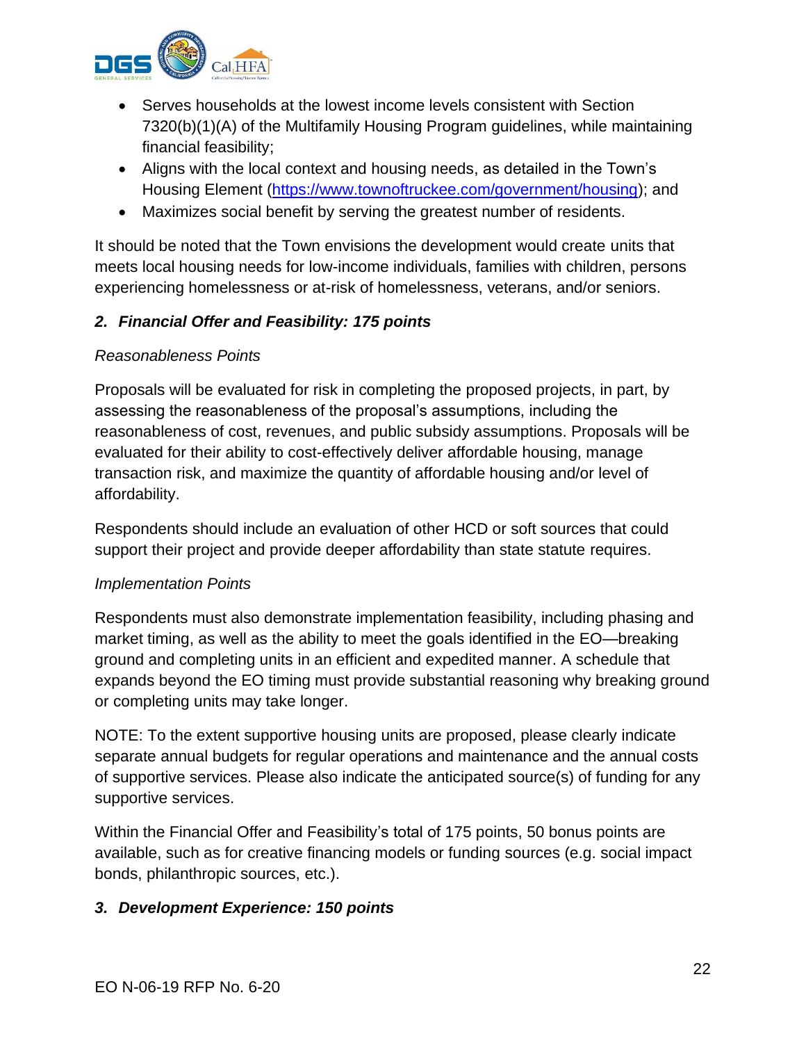- Serves households at the lowest income levels consistent with Section 7320(b)(1)(A) of the Multifamily Housing Program guidelines, while maintaining financial feasibility;
- Aligns with the local context and housing needs, as detailed in the Town's Housing Element (https://www.townoftruckee.com/government/housing); and
- Maximizes social benefit by serving the greatest number of residents.

It should be noted that the Town envisions the development would create units that meets local housing needs for low-income individuals, families with children, persons experiencing homelessness or at-risk of homelessness, veterans, and/or seniors.

### *2. Financial Offer and Feasibility: 175 points*

*Reasonableness Points*

Proposals will be evaluated for risk in completing the proposed projects, in part, by assessing the reasonableness of the proposal's assumptions, including the reasonableness of cost, revenues, and public subsidy assumptions. Proposals will be evaluated for their ability to cost-effectively deliver affordable housing, manage transaction risk, and maximize the quantity of affordable housing and/or level of affordability.

Respondents should include an evaluation of other HCD or soft sources that could support their project and provide deeper affordability than state statute requires.

*Implementation Points*

Respondents must also demonstrate implementation feasibility, including phasing and market timing, as well as the ability to meet the goals identified in the EO—breaking ground and completing units in an efficient and expedited manner. A schedule that expands beyond the EO timing must provide substantial reasoning why breaking ground or completing units may take longer.

NOTE: To the extent supportive housing units are proposed, please clearly indicate separate annual budgets for regular operations and maintenance and the annual costs of supportive services. Please also indicate the anticipated source(s) of funding for any supportive services.

Within the Financial Offer and Feasibility's total of 175 points, 50 bonus points are available, such as for creative financing models or funding sources (e.g. social impact bonds, philanthropic sources, etc.).

### *3. Development Experience: 150 points*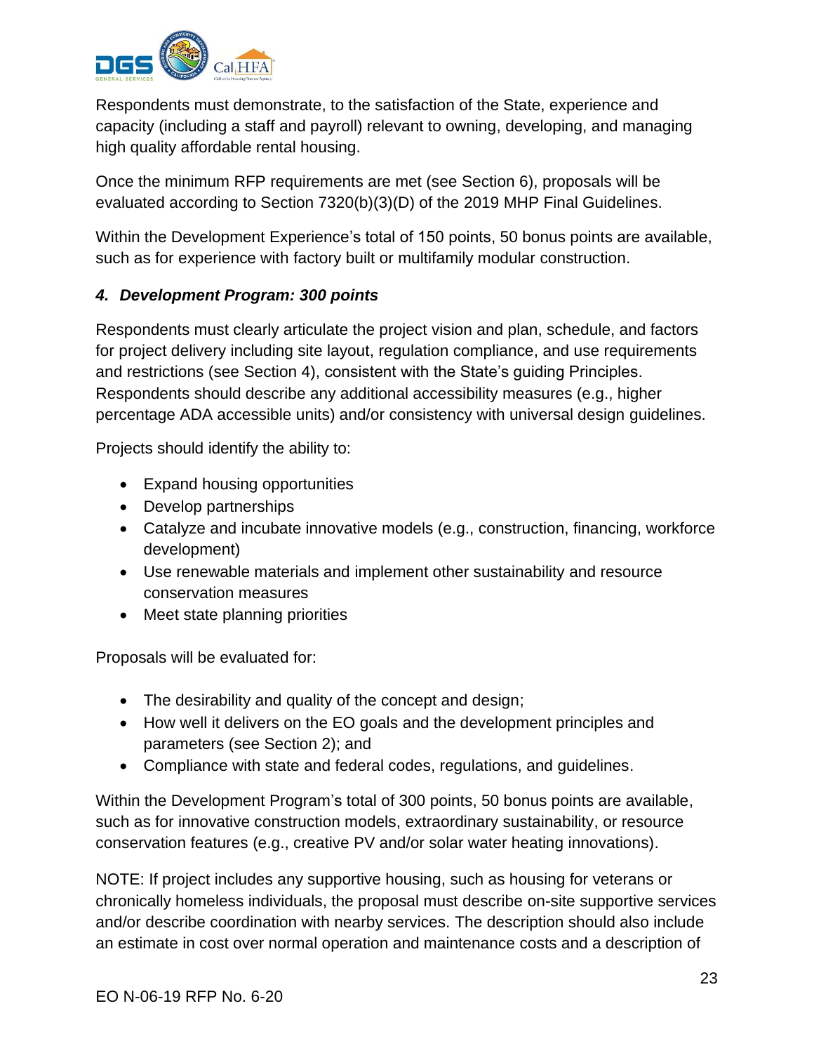Respondents must demonstrate, to the satisfaction of the State, experience and capacity (including a staff and payroll) relevant to owning, developing, and managing high quality affordable rental housing.

Once the minimum RFP requirements are met (see Section 6), proposals will be evaluated according to Section 7320(b)(3)(D) of the 2019 MHP Final Guidelines.

Within the Development Experience's total of 150 points, 50 bonus points are available, such as for experience with factory built or multifamily modular construction.

### *4. Development Program: 300 points*

Respondents must clearly articulate the project vision and plan, schedule, and factors for project delivery including site layout, regulation compliance, and use requirements and restrictions (see Section 4), consistent with the State's guiding Principles. Respondents should describe any additional accessibility measures (e.g., higher percentage ADA accessible units) and/or consistency with universal design guidelines.

Projects should identify the ability to:

- Expand housing opportunities
- Develop partnerships
- Catalyze and incubate innovative models (e.g., construction, financing, workforce development)
- Use renewable materials and implement other sustainability and resource conservation measures
- Meet state planning priorities

Proposals will be evaluated for:

- The desirability and quality of the concept and design;
- How well it delivers on the EO goals and the development principles and parameters (see Section 2); and
- Compliance with state and federal codes, regulations, and guidelines.

Within the Development Program's total of 300 points, 50 bonus points are available, such as for innovative construction models, extraordinary sustainability, or resource conservation features (e.g., creative PV and/or solar water heating innovations).

NOTE: If project includes any supportive housing, such as housing for veterans or chronically homeless individuals, the proposal must describe on-site supportive services and/or describe coordination with nearby services. The description should also include an estimate in cost over normal operation and maintenance costs and a description of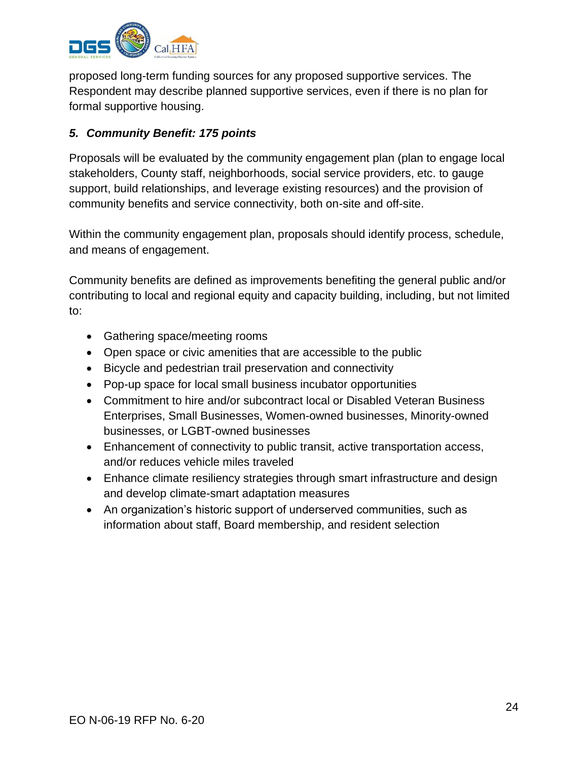proposed long-term funding sources for any proposed supportive services. The Respondent may describe planned supportive services, even if there is no plan for formal supportive housing.

### *5. Community Benefit: 175 points*

Proposals will be evaluated by the community engagement plan (plan to engage local stakeholders, County staff, neighborhoods, social service providers, etc. to gauge support, build relationships, and leverage existing resources) and the provision of community benefits and service connectivity, both on-site and off-site.

Within the community engagement plan, proposals should identify process, schedule, and means of engagement.

Community benefits are defined as improvements benefiting the general public and/or contributing to local and regional equity and capacity building, including, but not limited to:

- Gathering space/meeting rooms
- Open space or civic amenities that are accessible to the public
- Bicycle and pedestrian trail preservation and connectivity
- Pop-up space for local small business incubator opportunities
- Commitment to hire and/or subcontract local or Disabled Veteran Business Enterprises, Small Businesses, Women-owned businesses, Minority-owned businesses, or LGBT-owned businesses
- Enhancement of connectivity to public transit, active transportation access, and/or reduces vehicle miles traveled
- Enhance climate resiliency strategies through smart infrastructure and design and develop climate-smart adaptation measures
- An organization's historic support of underserved communities, such as information about staff, Board membership, and resident selection